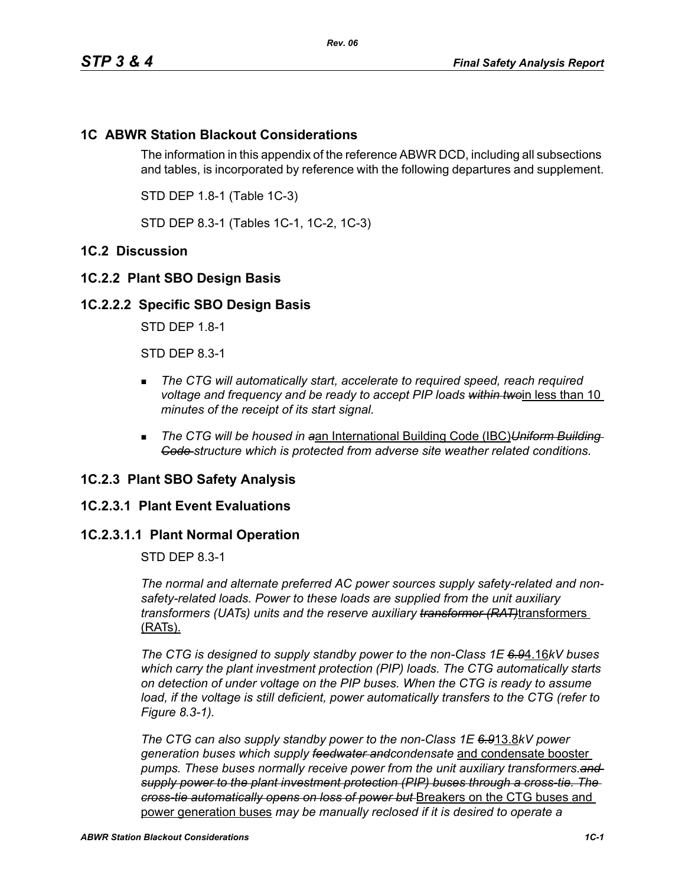## 1C ABWR Station Blackout Considerations

The information in this appendix of the reference ABWR DCD, including all subsections and tables, is incorporated by reference with the following departures and supplement.

STD DEP 1.8-1 (Table 1C-3)

STD DEP 8.3-1 (Tables 1C-1, 1C-2, 1C-3)

## 1C.2 Discussion

### 1C.2.2 Plant SBO Design Basis

#### 1C.2.2.2 Specific SBO Design Basis

STD DEP 1.8-1

STD DEP 8.3-1

- *The CTG will automatically start, accelerate to required speed, reach required voltage and frequency and be ready to accept PIP loads* ~~*within two*~~in less than 10 *minutes of the receipt of its start signal.*
- *The CTG will be housed in* ~~*a*~~an International Building Code (IBC)~~*Uniform Building Code*~~ *structure which is protected from adverse site weather related conditions.*

### 1C.2.3 Plant SBO Safety Analysis

#### 1C.2.3.1 Plant Event Evaluations

##### 1C.2.3.1.1 Plant Normal Operation

STD DEP 8.3-1

*The normal and alternate preferred AC power sources supply safety-related and non-safety-related loads. Power to these loads are supplied from the unit auxiliary transformers (UATs) units and the reserve auxiliary* ~~*transformer (RAT)*~~transformers (RATs).

*The CTG is designed to supply standby power to the non-Class 1E* ~~*6.9*~~4.16*kV buses which carry the plant investment protection (PIP) loads. The CTG automatically starts on detection of under voltage on the PIP buses. When the CTG is ready to assume load, if the voltage is still deficient, power automatically transfers to the CTG (refer to Figure 8.3-1).*

*The CTG can also supply standby power to the non-Class 1E* ~~*6.9*~~13.8*kV power generation buses which supply* ~~*feedwater and*~~*condensate* and condensate booster *pumps. These buses normally receive power from the unit auxiliary transformers.*~~*and supply power to the plant investment protection (PIP) buses through a cross-tie. The cross-tie automatically opens on loss of power but*~~ Breakers on the CTG buses and power generation buses *may be manually reclosed if it is desired to operate a*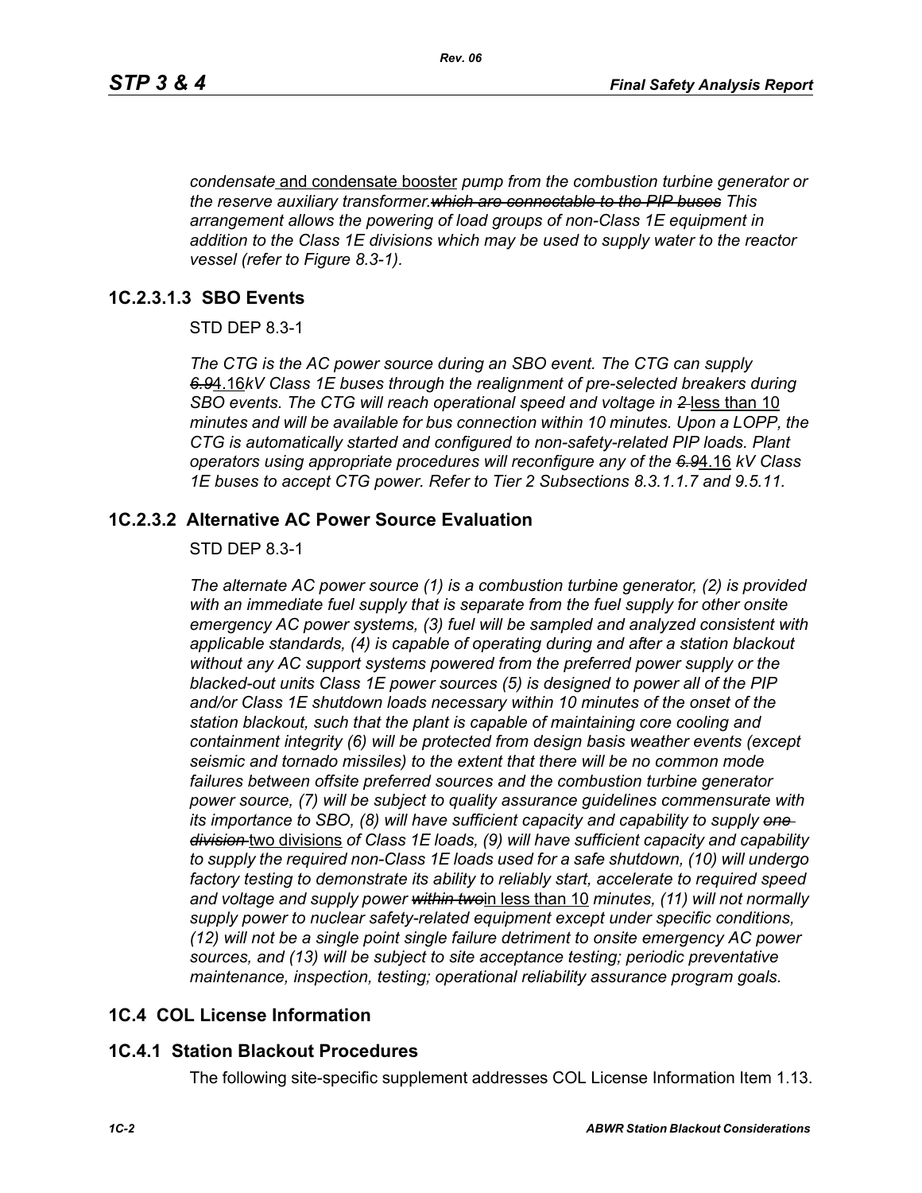*condensate* and condensate booster *pump from the combustion turbine generator or the reserve auxiliary transformer.~~which are connectable to the PIP buses~~ This arrangement allows the powering of load groups of non-Class 1E equipment in addition to the Class 1E divisions which may be used to supply water to the reactor vessel (refer to Figure 8.3-1).*

### 1C.2.3.1.3 SBO Events

STD DEP 8.3-1

*The CTG is the AC power source during an SBO event. The CTG can supply ~~6.9~~*4.16*kV Class 1E buses through the realignment of pre-selected breakers during SBO events. The CTG will reach operational speed and voltage in ~~2~~* less than 10 *minutes and will be available for bus connection within 10 minutes. Upon a LOPP, the CTG is automatically started and configured to non-safety-related PIP loads. Plant operators using appropriate procedures will reconfigure any of the ~~6.9~~*4.16 *kV Class 1E buses to accept CTG power. Refer to Tier 2 Subsections 8.3.1.1.7 and 9.5.11.*

## 1C.2.3.2 Alternative AC Power Source Evaluation

STD DEP 8.3-1

*The alternate AC power source (1) is a combustion turbine generator, (2) is provided with an immediate fuel supply that is separate from the fuel supply for other onsite emergency AC power systems, (3) fuel will be sampled and analyzed consistent with applicable standards, (4) is capable of operating during and after a station blackout without any AC support systems powered from the preferred power supply or the blacked-out units Class 1E power sources (5) is designed to power all of the PIP and/or Class 1E shutdown loads necessary within 10 minutes of the onset of the station blackout, such that the plant is capable of maintaining core cooling and containment integrity (6) will be protected from design basis weather events (except seismic and tornado missiles) to the extent that there will be no common mode failures between offsite preferred sources and the combustion turbine generator power source, (7) will be subject to quality assurance guidelines commensurate with its importance to SBO, (8) will have sufficient capacity and capability to supply ~~one division~~* two divisions *of Class 1E loads, (9) will have sufficient capacity and capability to supply the required non-Class 1E loads used for a safe shutdown, (10) will undergo factory testing to demonstrate its ability to reliably start, accelerate to required speed and voltage and supply power ~~within two~~*in less than 10 *minutes, (11) will not normally supply power to nuclear safety-related equipment except under specific conditions, (12) will not be a single point single failure detriment to onsite emergency AC power sources, and (13) will be subject to site acceptance testing; periodic preventative maintenance, inspection, testing; operational reliability assurance program goals.*

## 1C.4 COL License Information

## 1C.4.1 Station Blackout Procedures

The following site-specific supplement addresses COL License Information Item 1.13.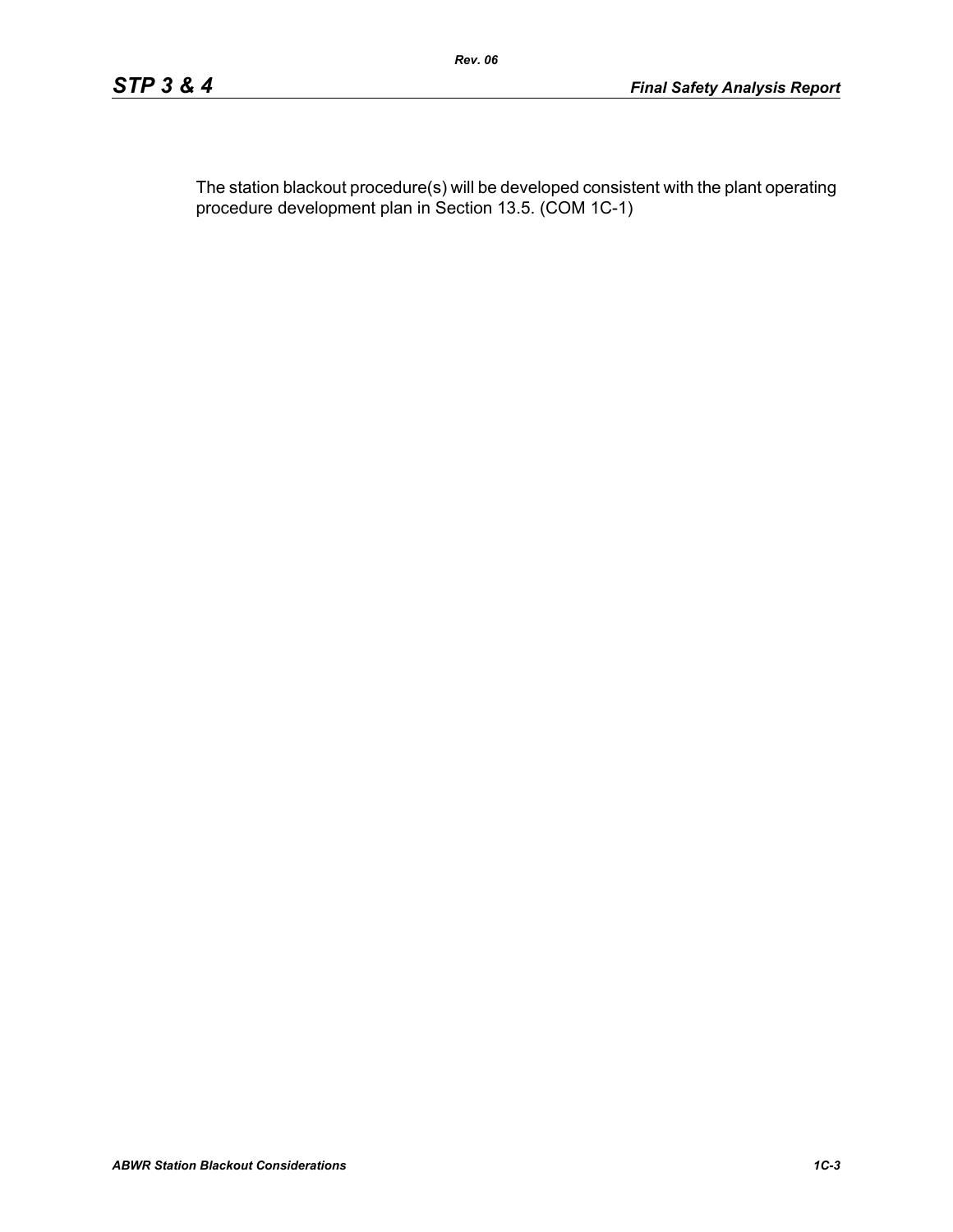The station blackout procedure(s) will be developed consistent with the plant operating procedure development plan in Section 13.5. (COM 1C-1)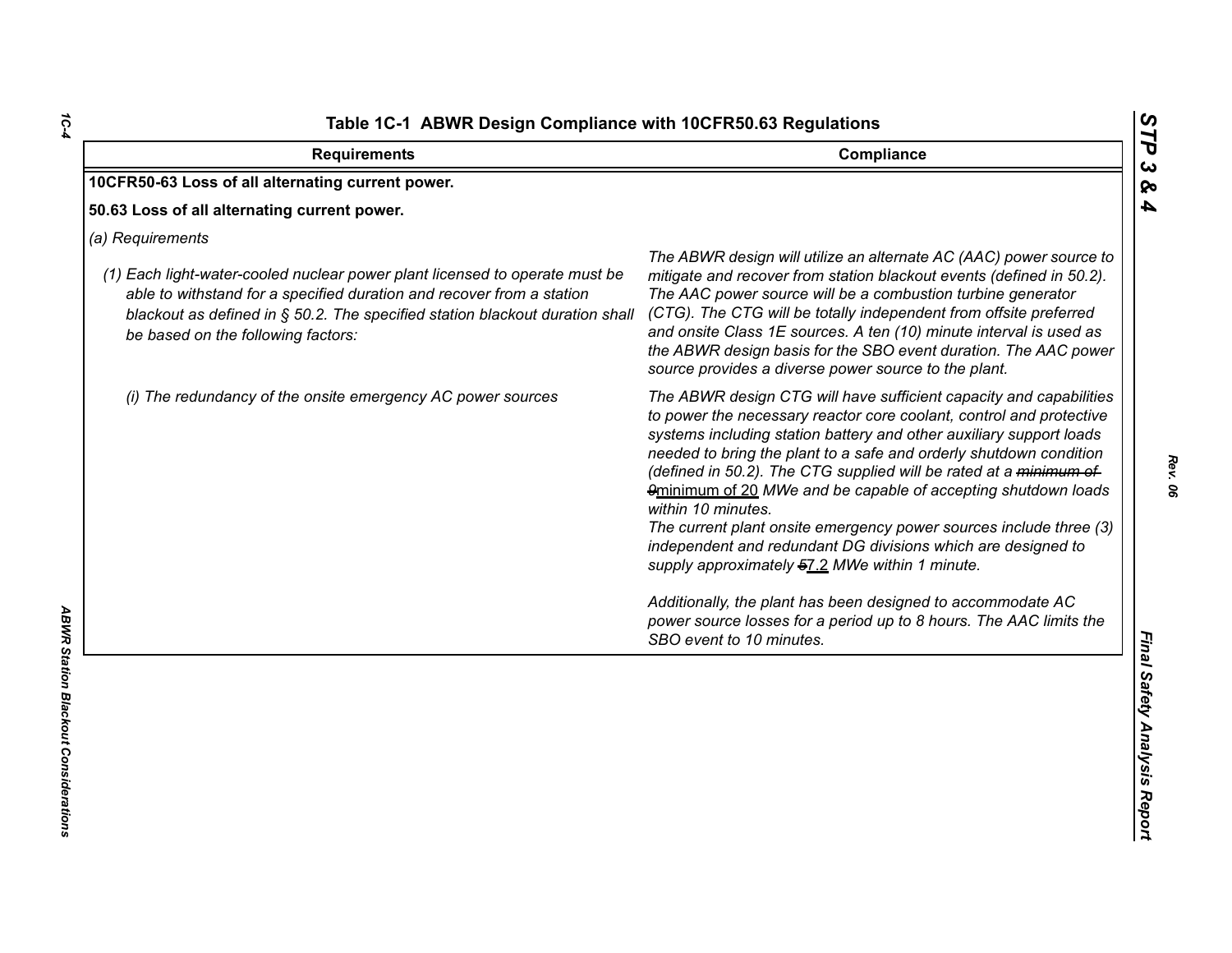## Table 1C-1 ABWR Design Compliance with 10CFR50.63 Regulations

| Requirements | Compliance |
|---|---|
| **10CFR50-63 Loss of all alternating current power.** | |
| **50.63 Loss of all alternating current power.** | |
| *(a) Requirements* | |
| *(1) Each light-water-cooled nuclear power plant licensed to operate must be able to withstand for a specified duration and recover from a station blackout as defined in § 50.2. The specified station blackout duration shall be based on the following factors:* | *The ABWR design will utilize an alternate AC (AAC) power source to mitigate and recover from station blackout events (defined in 50.2). The AAC power source will be a combustion turbine generator (CTG). The CTG will be totally independent from offsite preferred and onsite Class 1E sources. A ten (10) minute interval is used as the ABWR design basis for the SBO event duration. The AAC power source provides a diverse power source to the plant.* |
| *(i) The redundancy of the onsite emergency AC power sources* | *The ABWR design CTG will have sufficient capacity and capabilities to power the necessary reactor core coolant, control and protective systems including station battery and other auxiliary support loads needed to bring the plant to a safe and orderly shutdown condition (defined in 50.2). The CTG supplied will be rated at a ~~minimum of 9~~minimum of 20 MWe and be capable of accepting shutdown loads within 10 minutes.* <br> *The current plant onsite emergency power sources include three (3) independent and redundant DG divisions which are designed to supply approximately ~~5~~7.2 MWe within 1 minute.* <br><br> *Additionally, the plant has been designed to accommodate AC power source losses for a period up to 8 hours. The AAC limits the SBO event to 10 minutes.* |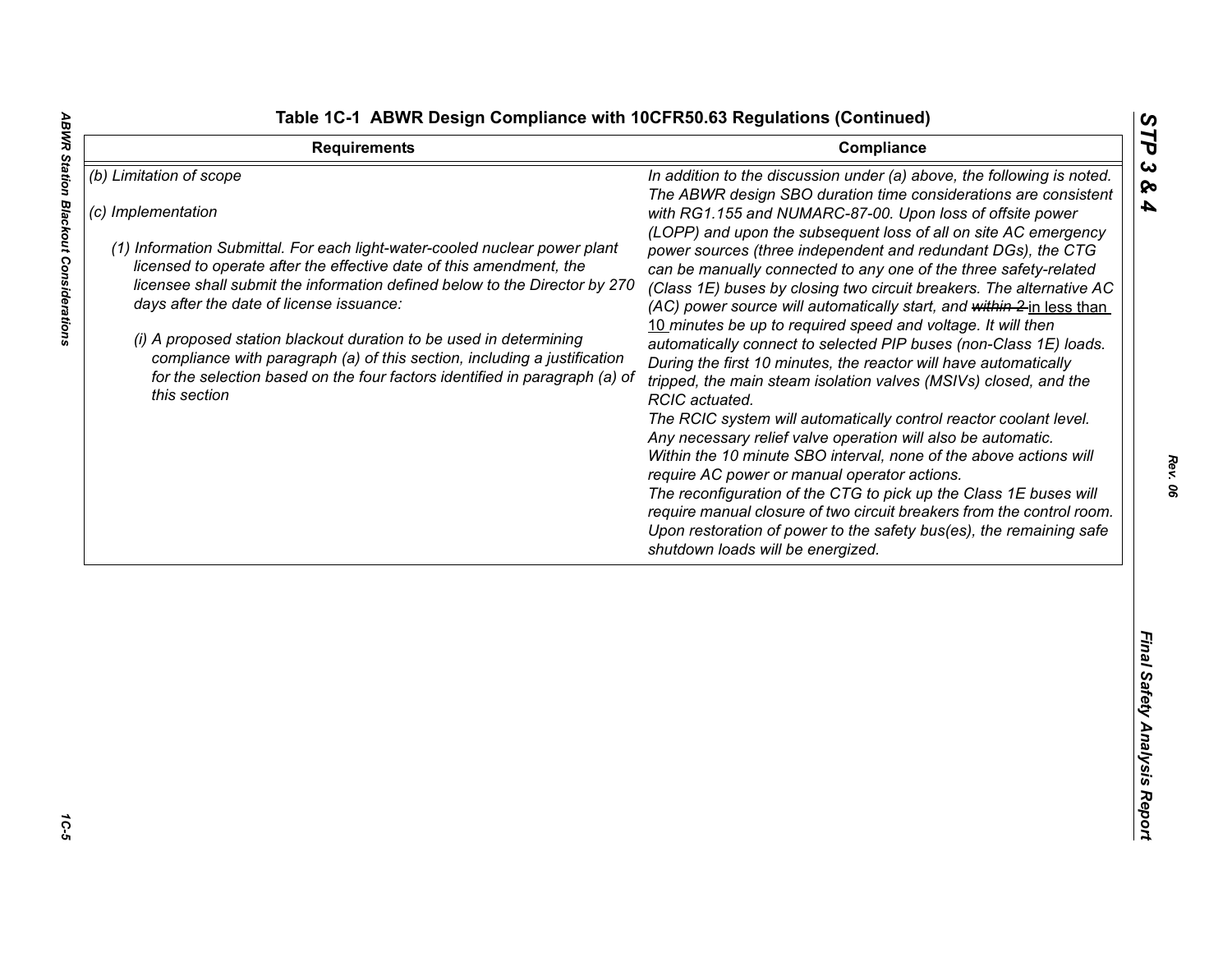Table 1C-1 ABWR Design Compliance with 10CFR50.63 Regulations (Continued)

| Requirements | Compliance |
|---|---|
| *(b) Limitation of scope*<br><br>*(c) Implementation*<br><br>*(1) Information Submittal. For each light-water-cooled nuclear power plant licensed to operate after the effective date of this amendment, the licensee shall submit the information defined below to the Director by 270 days after the date of license issuance:*<br><br>*(i) A proposed station blackout duration to be used in determining compliance with paragraph (a) of this section, including a justification for the selection based on the four factors identified in paragraph (a) of this section* | *In addition to the discussion under (a) above, the following is noted. The ABWR design SBO duration time considerations are consistent with RG1.155 and NUMARC-87-00. Upon loss of offsite power (LOPP) and upon the subsequent loss of all on site AC emergency power sources (three independent and redundant DGs), the CTG can be manually connected to any one of the three safety-related (Class 1E) buses by closing two circuit breakers. The alternative AC (AC) power source will automatically start, and ~~within 2~~ in less than 10 minutes be up to required speed and voltage. It will then automatically connect to selected PIP buses (non-Class 1E) loads. During the first 10 minutes, the reactor will have automatically tripped, the main steam isolation valves (MSIVs) closed, and the RCIC actuated.*<br>*The RCIC system will automatically control reactor coolant level. Any necessary relief valve operation will also be automatic.*<br>*Within the 10 minute SBO interval, none of the above actions will require AC power or manual operator actions.*<br>*The reconfiguration of the CTG to pick up the Class 1E buses will require manual closure of two circuit breakers from the control room. Upon restoration of power to the safety bus(es), the remaining safe shutdown loads will be energized.* |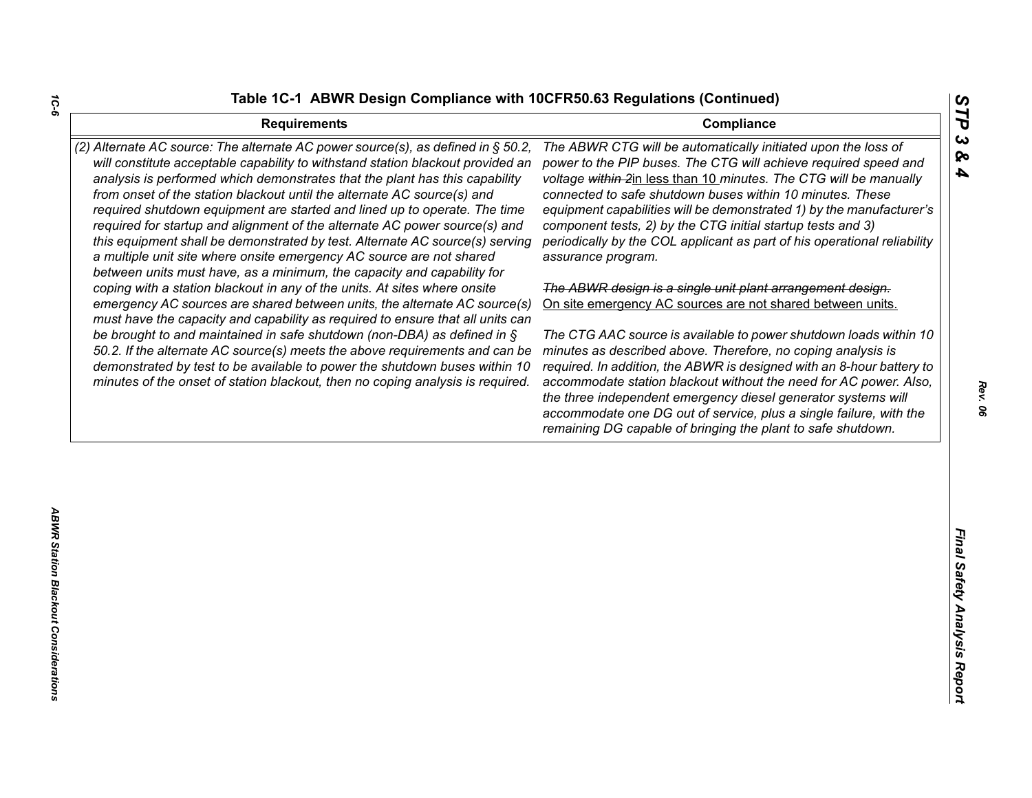## Table 1C-1 ABWR Design Compliance with 10CFR50.63 Regulations (Continued)

| Requirements | Compliance |
|---|---|
| *(2) Alternate AC source: The alternate AC power source(s), as defined in § 50.2, will constitute acceptable capability to withstand station blackout provided an analysis is performed which demonstrates that the plant has this capability from onset of the station blackout until the alternate AC source(s) and required shutdown equipment are started and lined up to operate. The time required for startup and alignment of the alternate AC power source(s) and this equipment shall be demonstrated by test. Alternate AC source(s) serving a multiple unit site where onsite emergency AC source are not shared between units must have, as a minimum, the capacity and capability for coping with a station blackout in any of the units. At sites where onsite emergency AC sources are shared between units, the alternate AC source(s) must have the capacity and capability as required to ensure that all units can be brought to and maintained in safe shutdown (non-DBA) as defined in § 50.2. If the alternate AC source(s) meets the above requirements and can be demonstrated by test to be available to power the shutdown buses within 10 minutes of the onset of station blackout, then no coping analysis is required.* | *The ABWR CTG will be automatically initiated upon the loss of power to the PIP buses. The CTG will achieve required speed and voltage ~~within 2~~<u>in less than 10</u> minutes. The CTG will be manually connected to safe shutdown buses within 10 minutes. These equipment capabilities will be demonstrated 1) by the manufacturer's component tests, 2) by the CTG initial startup tests and 3) periodically by the COL applicant as part of his operational reliability assurance program.*<br><br>*~~The ABWR design is a single unit plant arrangement design.~~* <u>On site emergency AC sources are not shared between units.</u><br><br>*The CTG AAC source is available to power shutdown loads within 10 minutes as described above. Therefore, no coping analysis is required. In addition, the ABWR is designed with an 8-hour battery to accommodate station blackout without the need for AC power. Also, the three independent emergency diesel generator systems will accommodate one DG out of service, plus a single failure, with the remaining DG capable of bringing the plant to safe shutdown.* |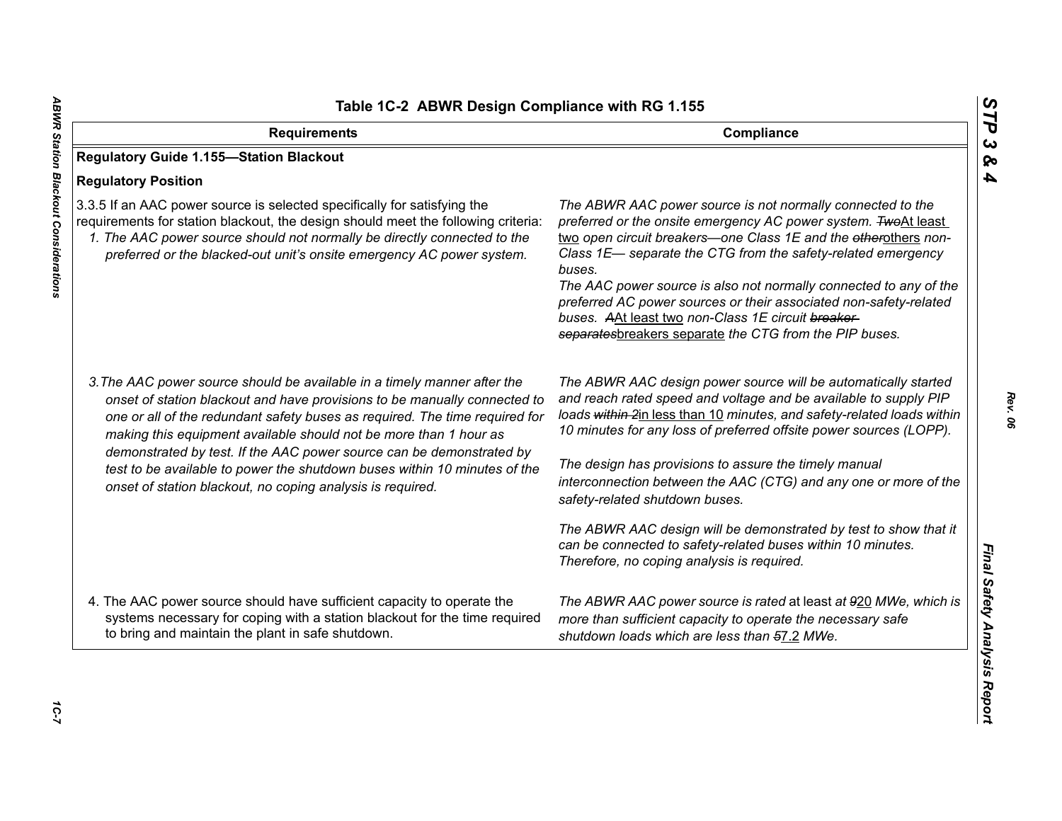# Table 1C-2 ABWR Design Compliance with RG 1.155

| Requirements | Compliance |
|---|---|
| **Regulatory Guide 1.155—Station Blackout** | |
| **Regulatory Position** | |
| 3.3.5 If an AAC power source is selected specifically for satisfying the requirements for station blackout, the design should meet the following criteria:<br>*1. The AAC power source should not normally be directly connected to the preferred or the blacked-out unit's onsite emergency AC power system.* | *The ABWR AAC power source is not normally connected to the preferred or the onsite emergency AC power system. ~~Two~~At least two open circuit breakers—one Class 1E and the ~~other~~others non-Class 1E— separate the CTG from the safety-related emergency buses.*<br>*The AAC power source is also not normally connected to any of the preferred AC power sources or their associated non-safety-related buses. ~~A~~At least two non-Class 1E circuit ~~breaker separates~~breakers separate the CTG from the PIP buses.* |
| *3.The AAC power source should be available in a timely manner after the onset of station blackout and have provisions to be manually connected to one or all of the redundant safety buses as required. The time required for making this equipment available should not be more than 1 hour as demonstrated by test. If the AAC power source can be demonstrated by test to be available to power the shutdown buses within 10 minutes of the onset of station blackout, no coping analysis is required.* | *The ABWR AAC design power source will be automatically started and reach rated speed and voltage and be available to supply PIP loads ~~within 2~~in less than 10 minutes, and safety-related loads within 10 minutes for any loss of preferred offsite power sources (LOPP).*<br><br>*The design has provisions to assure the timely manual interconnection between the AAC (CTG) and any one or more of the safety-related shutdown buses.*<br><br>*The ABWR AAC design will be demonstrated by test to show that it can be connected to safety-related buses within 10 minutes. Therefore, no coping analysis is required.* |
| 4. The AAC power source should have sufficient capacity to operate the systems necessary for coping with a station blackout for the time required to bring and maintain the plant in safe shutdown. | *The ABWR AAC power source is rated* at least *at ~~9~~20 MWe, which is more than sufficient capacity to operate the necessary safe shutdown loads which are less than ~~5~~7.2 MWe.* |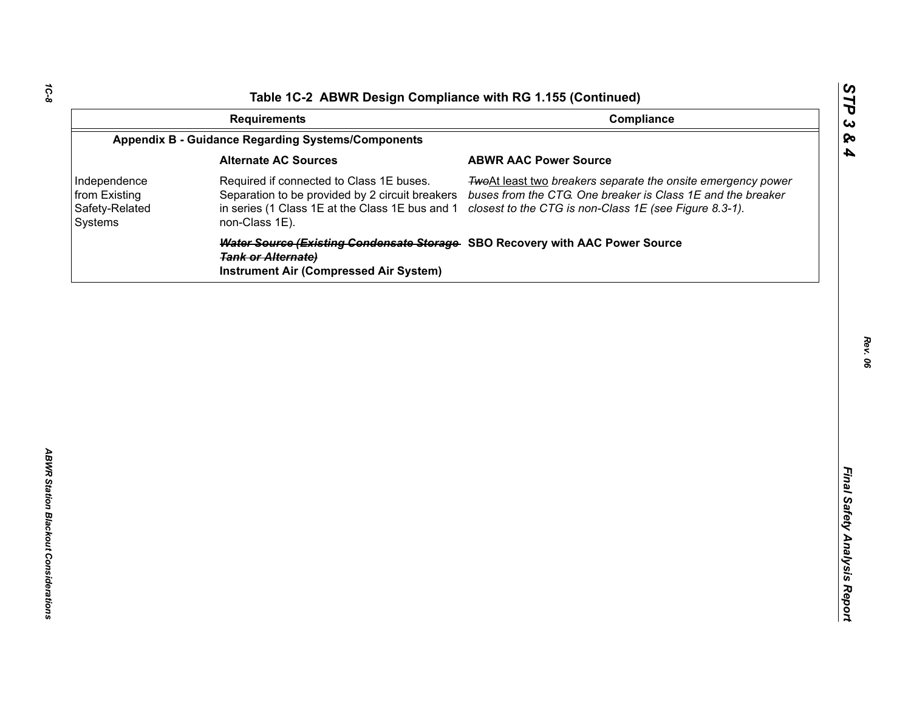**Table 1C-2  ABWR Design Compliance with RG 1.155 (Continued)**

| | Requirements | Compliance |
|---|---|---|
| **Appendix B - Guidance Regarding Systems/Components** | | |
| | **Alternate AC Sources** | **ABWR AAC Power Source** |
| Independence from Existing Safety-Related Systems | Required if connected to Class 1E buses. Separation to be provided by 2 circuit breakers in series (1 Class 1E at the Class 1E bus and 1 non-Class 1E). | ~~*Two*~~At least two *breakers separate the onsite emergency power buses from the CTG. One breaker is Class 1E and the breaker closest to the CTG is non-Class 1E (see Figure 8.3-1).* |
| | ~~***Water Source (Existing Condensate Storage Tank or Alternate)***~~ **Instrument Air (Compressed Air System)** | **SBO Recovery with AAC Power Source** |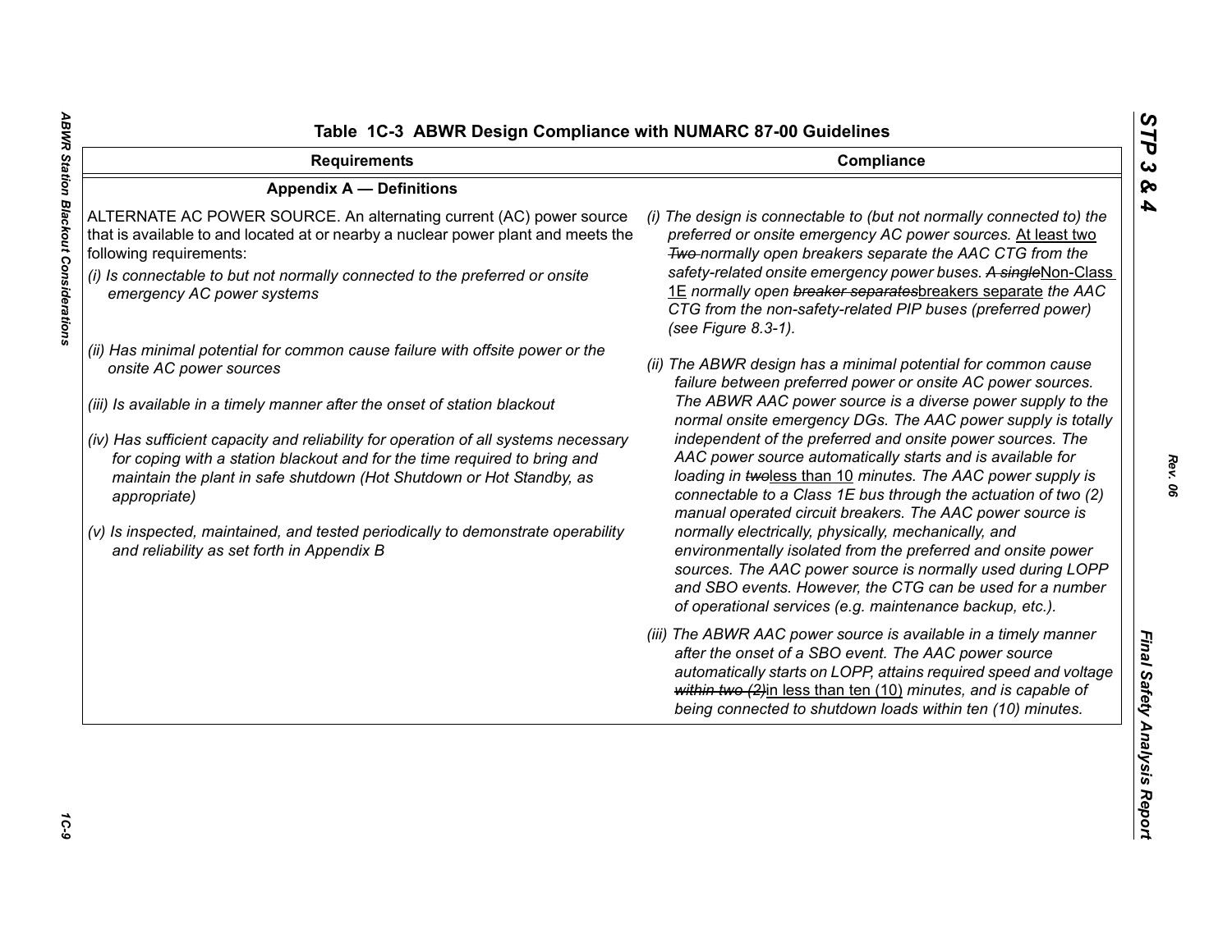## Table 1C-3 ABWR Design Compliance with NUMARC 87-00 Guidelines

| Requirements | Compliance |
|---|---|
| **Appendix A — Definitions** | |
| ALTERNATE AC POWER SOURCE. An alternating current (AC) power source that is available to and located at or nearby a nuclear power plant and meets the following requirements:<br><br>*(i) Is connectable to but not normally connected to the preferred or onsite emergency AC power systems*<br><br>*(ii) Has minimal potential for common cause failure with offsite power or the onsite AC power sources*<br><br>*(iii) Is available in a timely manner after the onset of station blackout*<br><br>*(iv) Has sufficient capacity and reliability for operation of all systems necessary for coping with a station blackout and for the time required to bring and maintain the plant in safe shutdown (Hot Shutdown or Hot Standby, as appropriate)*<br><br>*(v) Is inspected, maintained, and tested periodically to demonstrate operability and reliability as set forth in Appendix B* | *(i) The design is connectable to (but not normally connected to) the preferred or onsite emergency AC power sources.* At least two ~~Two~~ *normally open breakers separate the AAC CTG from the safety-related onsite emergency power buses.* ~~*A single*~~Non-Class 1E *normally open* ~~*breaker separates*~~breakers separate *the AAC CTG from the non-safety-related PIP buses (preferred power) (see Figure 8.3-1).*<br><br>*(ii) The ABWR design has a minimal potential for common cause failure between preferred power or onsite AC power sources. The ABWR AAC power source is a diverse power supply to the normal onsite emergency DGs. The AAC power supply is totally independent of the preferred and onsite power sources. The AAC power source automatically starts and is available for loading in* ~~*two*~~less than 10 *minutes. The AAC power supply is connectable to a Class 1E bus through the actuation of two (2) manual operated circuit breakers. The AAC power source is normally electrically, physically, mechanically, and environmentally isolated from the preferred and onsite power sources. The AAC power source is normally used during LOPP and SBO events. However, the CTG can be used for a number of operational services (e.g. maintenance backup, etc.).*<br><br>*(iii) The ABWR AAC power source is available in a timely manner after the onset of a SBO event. The AAC power source automatically starts on LOPP, attains required speed and voltage* ~~*within two (2)*~~in less than ten (10) *minutes, and is capable of being connected to shutdown loads within ten (10) minutes.* |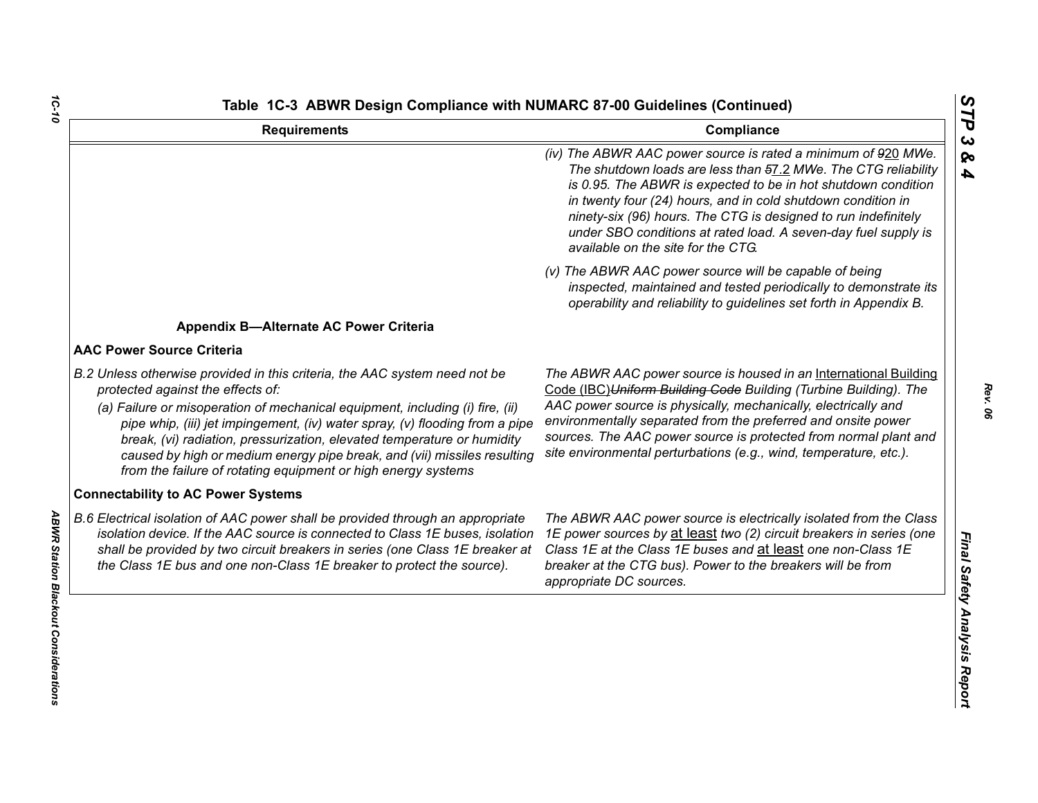Table 1C-3 ABWR Design Compliance with NUMARC 87-00 Guidelines (Continued)

| Requirements | Compliance |
|---|---|
| | *(iv) The ABWR AAC power source is rated a minimum of ~~9~~20 MWe. The shutdown loads are less than ~~5~~7.2 MWe. The CTG reliability is 0.95. The ABWR is expected to be in hot shutdown condition in twenty four (24) hours, and in cold shutdown condition in ninety-six (96) hours. The CTG is designed to run indefinitely under SBO conditions at rated load. A seven-day fuel supply is available on the site for the CTG.* |
| | *(v) The ABWR AAC power source will be capable of being inspected, maintained and tested periodically to demonstrate its operability and reliability to guidelines set forth in Appendix B.* |
| **Appendix B—Alternate AC Power Criteria** | |
| **AAC Power Source Criteria** | |
| *B.2 Unless otherwise provided in this criteria, the AAC system need not be protected against the effects of:* *(a) Failure or misoperation of mechanical equipment, including (i) fire, (ii) pipe whip, (iii) jet impingement, (iv) water spray, (v) flooding from a pipe break, (vi) radiation, pressurization, elevated temperature or humidity caused by high or medium energy pipe break, and (vii) missiles resulting from the failure of rotating equipment or high energy systems* | *The ABWR AAC power source is housed in an International Building Code (IBC)~~Uniform Building Code~~ Building (Turbine Building). The AAC power source is physically, mechanically, electrically and environmentally separated from the preferred and onsite power sources. The AAC power source is protected from normal plant and site environmental perturbations (e.g., wind, temperature, etc.).* |
| **Connectability to AC Power Systems** | |
| *B.6 Electrical isolation of AAC power shall be provided through an appropriate isolation device. If the AAC source is connected to Class 1E buses, isolation shall be provided by two circuit breakers in series (one Class 1E breaker at the Class 1E bus and one non-Class 1E breaker to protect the source).* | *The ABWR AAC power source is electrically isolated from the Class 1E power sources by at least two (2) circuit breakers in series (one Class 1E at the Class 1E buses and at least one non-Class 1E breaker at the CTG bus). Power to the breakers will be from appropriate DC sources.* |